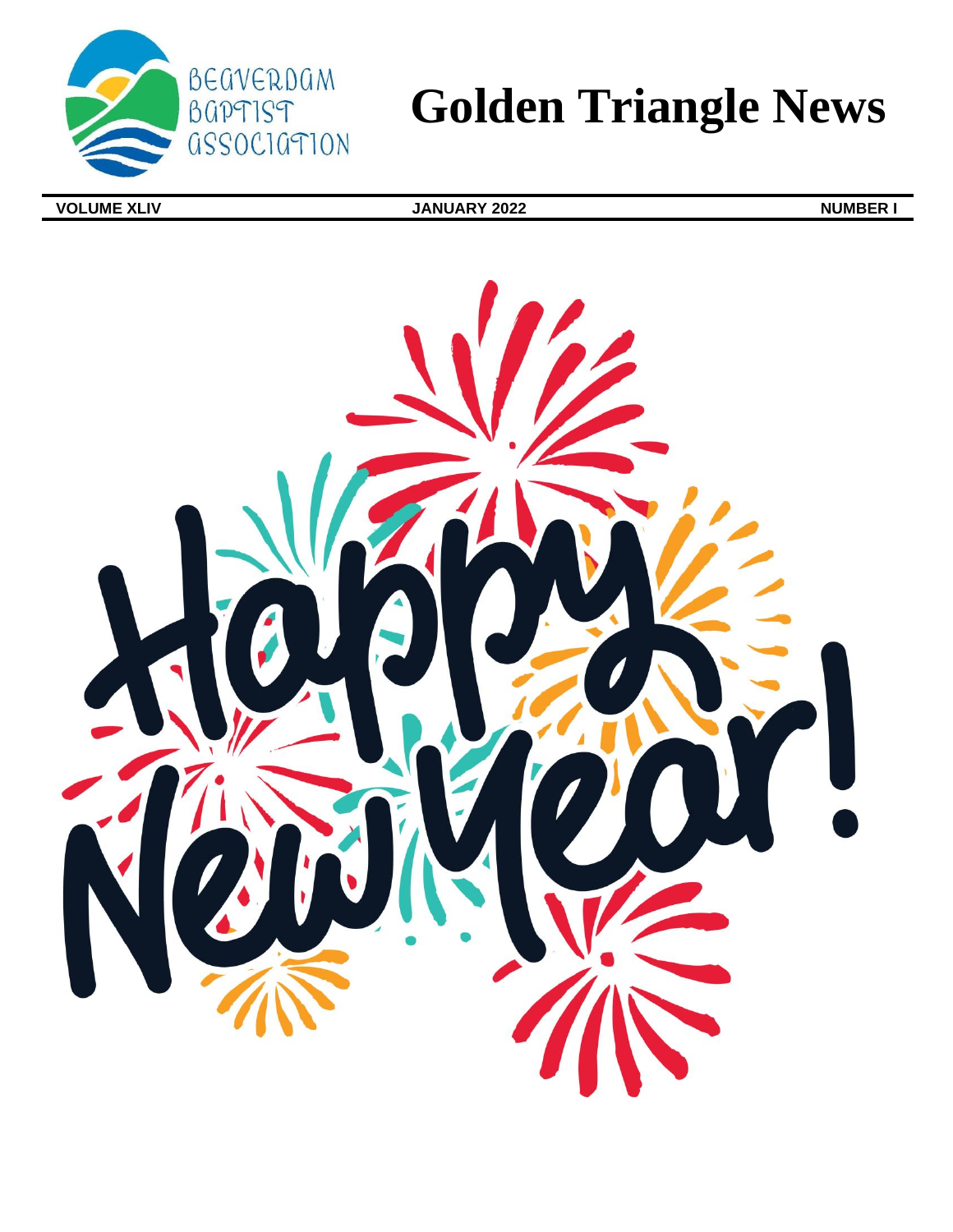Beaverdam Baptist Association

# Golden Triangle News

**VOLUME XLIV** | **JANUARY 2022** | **NUMBER I**

Happy New Year!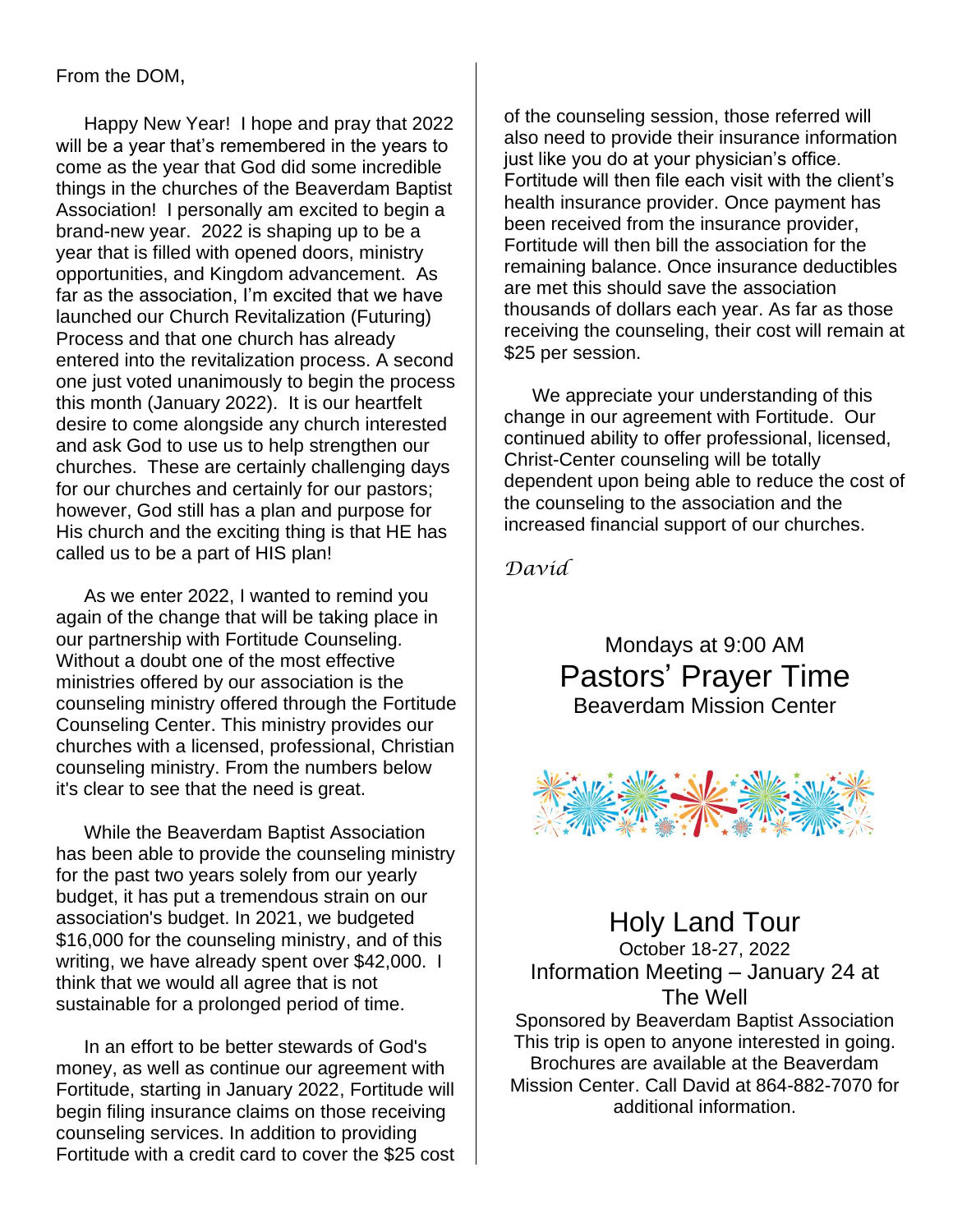From the DOM,

Happy New Year! I hope and pray that 2022 will be a year that's remembered in the years to come as the year that God did some incredible things in the churches of the Beaverdam Baptist Association! I personally am excited to begin a brand-new year. 2022 is shaping up to be a year that is filled with opened doors, ministry opportunities, and Kingdom advancement. As far as the association, I'm excited that we have launched our Church Revitalization (Futuring) Process and that one church has already entered into the revitalization process. A second one just voted unanimously to begin the process this month (January 2022). It is our heartfelt desire to come alongside any church interested and ask God to use us to help strengthen our churches. These are certainly challenging days for our churches and certainly for our pastors; however, God still has a plan and purpose for His church and the exciting thing is that HE has called us to be a part of HIS plan!

As we enter 2022, I wanted to remind you again of the change that will be taking place in our partnership with Fortitude Counseling. Without a doubt one of the most effective ministries offered by our association is the counseling ministry offered through the Fortitude Counseling Center. This ministry provides our churches with a licensed, professional, Christian counseling ministry. From the numbers below it's clear to see that the need is great.

While the Beaverdam Baptist Association has been able to provide the counseling ministry for the past two years solely from our yearly budget, it has put a tremendous strain on our association's budget. In 2021, we budgeted $16,000 for the counseling ministry, and of this writing, we have already spent over $42,000. I think that we would all agree that is not sustainable for a prolonged period of time.

In an effort to be better stewards of God's money, as well as continue our agreement with Fortitude, starting in January 2022, Fortitude will begin filing insurance claims on those receiving counseling services. In addition to providing Fortitude with a credit card to cover the $25 cost of the counseling session, those referred will also need to provide their insurance information just like you do at your physician's office. Fortitude will then file each visit with the client's health insurance provider. Once payment has been received from the insurance provider, Fortitude will then bill the association for the remaining balance. Once insurance deductibles are met this should save the association thousands of dollars each year. As far as those receiving the counseling, their cost will remain at $25 per session.

We appreciate your understanding of this change in our agreement with Fortitude. Our continued ability to offer professional, licensed, Christ-Center counseling will be totally dependent upon being able to reduce the cost of the counseling to the association and the increased financial support of our churches.

*David*

Mondays at 9:00 AM

## Pastors' Prayer Time

Beaverdam Mission Center

## Holy Land Tour

October 18-27, 2022

Information Meeting – January 24 at The Well

Sponsored by Beaverdam Baptist Association
This trip is open to anyone interested in going.
Brochures are available at the Beaverdam Mission Center. Call David at 864-882-7070 for additional information.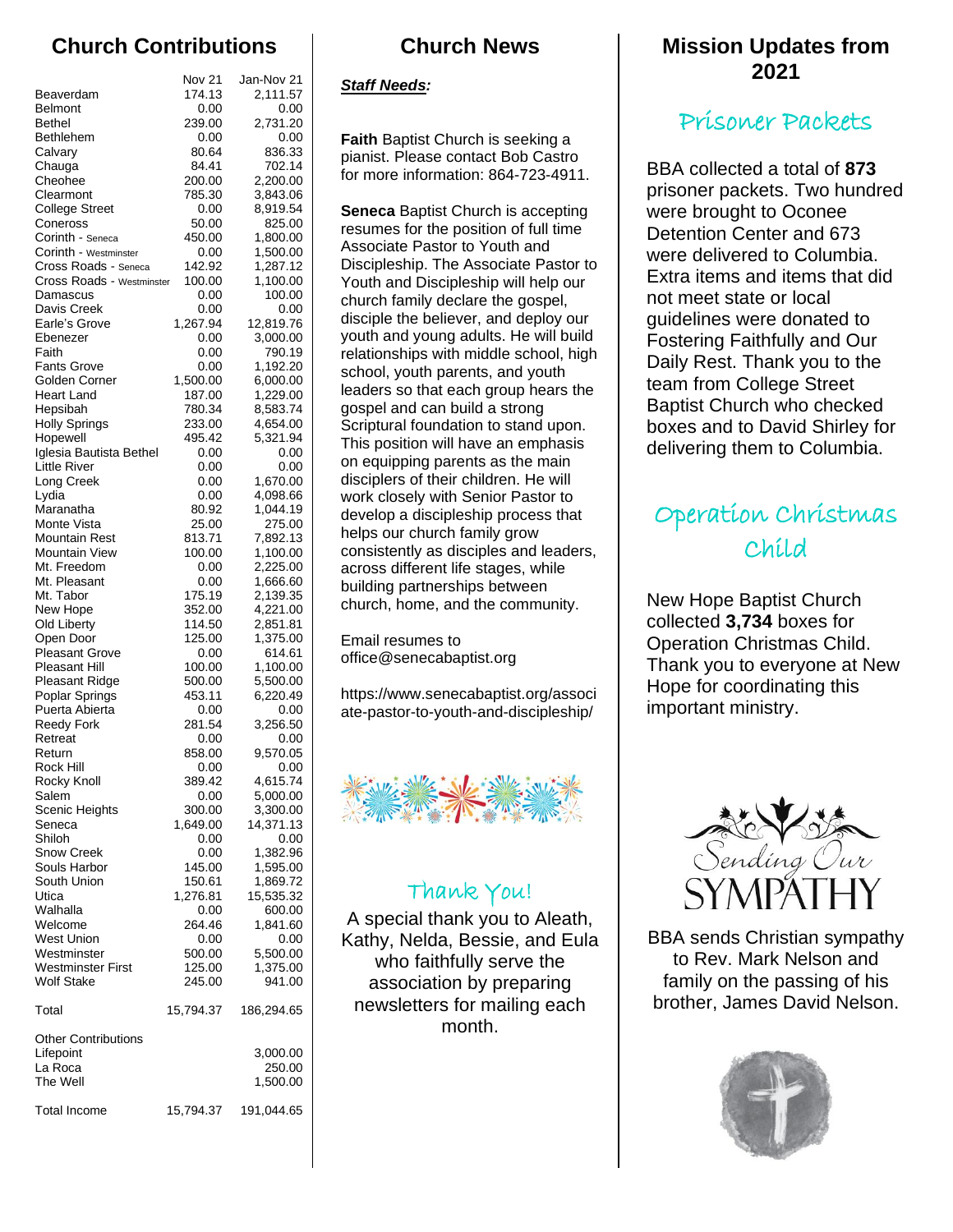## Church Contributions

| | Nov 21 | Jan-Nov 21 |
|---|---|---|
| Beaverdam | 174.13 | 2,111.57 |
| Belmont | 0.00 | 0.00 |
| Bethel | 239.00 | 2,731.20 |
| Bethlehem | 0.00 | 0.00 |
| Calvary | 80.64 | 836.33 |
| Chauga | 84.41 | 702.14 |
| Cheohee | 200.00 | 2,200.00 |
| Clearmont | 785.30 | 3,843.06 |
| College Street | 0.00 | 8,919.54 |
| Coneross | 50.00 | 825.00 |
| Corinth - Seneca | 450.00 | 1,800.00 |
| Corinth - Westminster | 0.00 | 1,500.00 |
| Cross Roads - Seneca | 142.92 | 1,287.12 |
| Cross Roads - Westminster | 100.00 | 1,100.00 |
| Damascus | 0.00 | 100.00 |
| Davis Creek | 0.00 | 0.00 |
| Earle's Grove | 1,267.94 | 12,819.76 |
| Ebenezer | 0.00 | 3,000.00 |
| Faith | 0.00 | 790.19 |
| Fants Grove | 0.00 | 1,192.20 |
| Golden Corner | 1,500.00 | 6,000.00 |
| Heart Land | 187.00 | 1,229.00 |
| Hepsibah | 780.34 | 8,583.74 |
| Holly Springs | 233.00 | 4,654.00 |
| Hopewell | 495.42 | 5,321.94 |
| Iglesia Bautista Bethel | 0.00 | 0.00 |
| Little River | 0.00 | 0.00 |
| Long Creek | 0.00 | 1,670.00 |
| Lydia | 0.00 | 4,098.66 |
| Maranatha | 80.92 | 1,044.19 |
| Monte Vista | 25.00 | 275.00 |
| Mountain Rest | 813.71 | 7,892.13 |
| Mountain View | 100.00 | 1,100.00 |
| Mt. Freedom | 0.00 | 2,225.00 |
| Mt. Pleasant | 0.00 | 1,666.60 |
| Mt. Tabor | 175.19 | 2,139.35 |
| New Hope | 352.00 | 4,221.00 |
| Old Liberty | 114.50 | 2,851.81 |
| Open Door | 125.00 | 1,375.00 |
| Pleasant Grove | 0.00 | 614.61 |
| Pleasant Hill | 100.00 | 1,100.00 |
| Pleasant Ridge | 500.00 | 5,500.00 |
| Poplar Springs | 453.11 | 6,220.49 |
| Puerta Abierta | 0.00 | 0.00 |
| Reedy Fork | 281.54 | 3,256.50 |
| Retreat | 0.00 | 0.00 |
| Return | 858.00 | 9,570.05 |
| Rock Hill | 0.00 | 0.00 |
| Rocky Knoll | 389.42 | 4,615.74 |
| Salem | 0.00 | 5,000.00 |
| Scenic Heights | 300.00 | 3,300.00 |
| Seneca | 1,649.00 | 14,371.13 |
| Shiloh | 0.00 | 0.00 |
| Snow Creek | 0.00 | 1,382.96 |
| Souls Harbor | 145.00 | 1,595.00 |
| South Union | 150.61 | 1,869.72 |
| Utica | 1,276.81 | 15,535.32 |
| Walhalla | 0.00 | 600.00 |
| Welcome | 264.46 | 1,841.60 |
| West Union | 0.00 | 0.00 |
| Westminster | 500.00 | 5,500.00 |
| Westminster First | 125.00 | 1,375.00 |
| Wolf Stake | 245.00 | 941.00 |
| Total | 15,794.37 | 186,294.65 |
| Other Contributions | | |
| Lifepoint | | 3,000.00 |
| La Roca | | 250.00 |
| The Well | | 1,500.00 |
| Total Income | 15,794.37 | 191,044.65 |

## Church News

***Staff Needs:***

**Faith** Baptist Church is seeking a pianist. Please contact Bob Castro for more information: 864-723-4911.

**Seneca** Baptist Church is accepting resumes for the position of full time Associate Pastor to Youth and Discipleship. The Associate Pastor to Youth and Discipleship will help our church family declare the gospel, disciple the believer, and deploy our youth and young adults. He will build relationships with middle school, high school, youth parents, and youth leaders so that each group hears the gospel and can build a strong Scriptural foundation to stand upon. This position will have an emphasis on equipping parents as the main disciplers of their children. He will work closely with Senior Pastor to develop a discipleship process that helps our church family grow consistently as disciples and leaders, across different life stages, while building partnerships between church, home, and the community.

Email resumes to office@senecabaptist.org

https://www.senecabaptist.org/associate-pastor-to-youth-and-discipleship/

### Thank You!

A special thank you to Aleath, Kathy, Nelda, Bessie, and Eula who faithfully serve the association by preparing newsletters for mailing each month.

## Mission Updates from 2021

### Prisoner Packets

BBA collected a total of **873** prisoner packets. Two hundred were brought to Oconee Detention Center and 673 were delivered to Columbia. Extra items and items that did not meet state or local guidelines were donated to Fostering Faithfully and Our Daily Rest. Thank you to the team from College Street Baptist Church who checked boxes and to David Shirley for delivering them to Columbia.

### Operation Christmas Child

New Hope Baptist Church collected **3,734** boxes for Operation Christmas Child. Thank you to everyone at New Hope for coordinating this important ministry.

Sending Our SYMPATHY

BBA sends Christian sympathy to Rev. Mark Nelson and family on the passing of his brother, James David Nelson.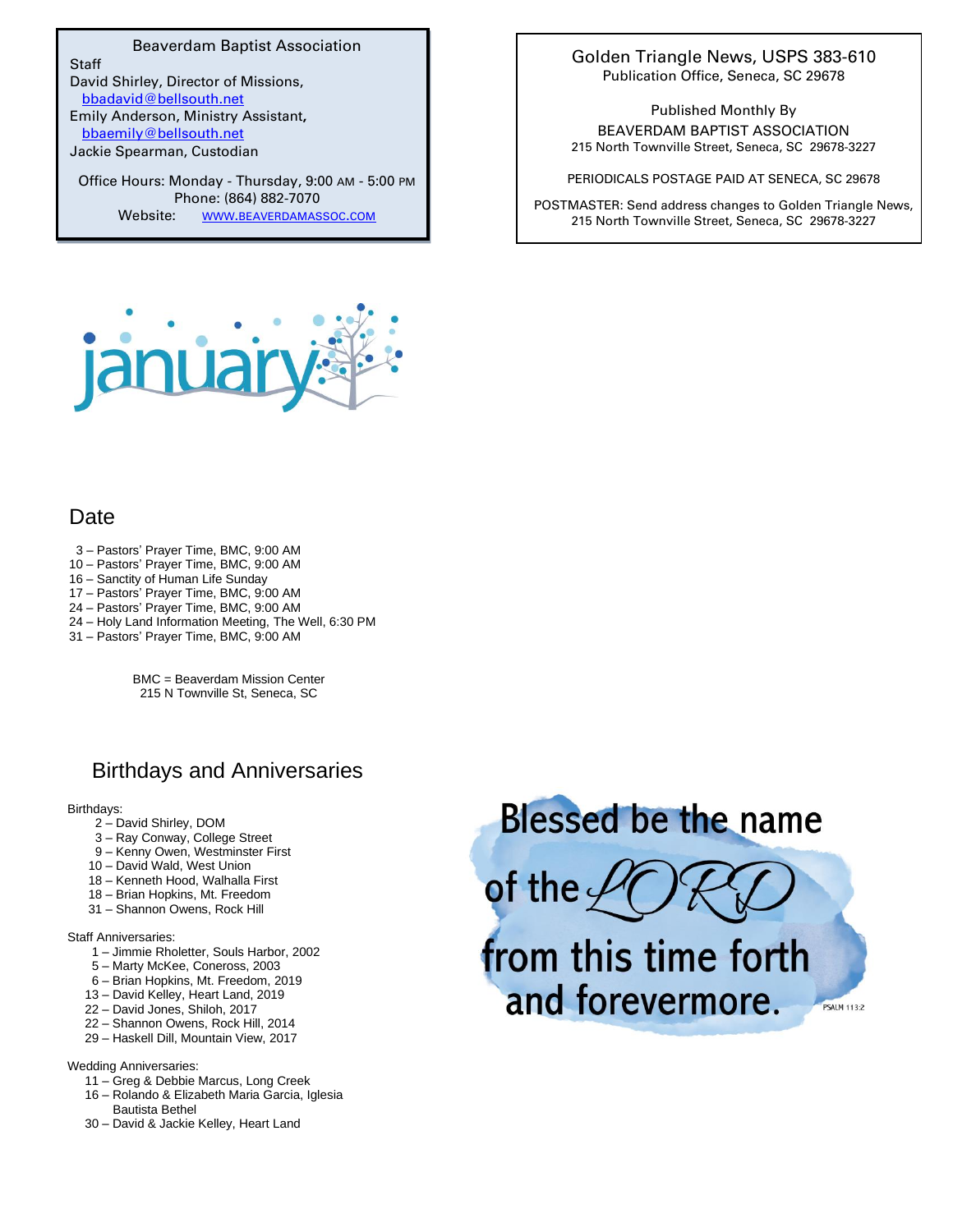Beaverdam Baptist Association

Staff

David Shirley, Director of Missions,
bbadavid@bellsouth.net

Emily Anderson, Ministry Assistant,
bbaemily@bellsouth.net

Jackie Spearman, Custodian

Office Hours: Monday - Thursday, 9:00 AM - 5:00 PM
Phone: (864) 882-7070
Website: WWW.BEAVERDAMASSOC.COM

Golden Triangle News, USPS 383-610
Publication Office, Seneca, SC 29678

Published Monthly By
BEAVERDAM BAPTIST ASSOCIATION
215 North Townville Street, Seneca, SC 29678-3227

PERIODICALS POSTAGE PAID AT SENECA, SC 29678

POSTMASTER: Send address changes to Golden Triangle News,
215 North Townville Street, Seneca, SC 29678-3227

# january

## Date

3 – Pastors' Prayer Time, BMC, 9:00 AM
10 – Pastors' Prayer Time, BMC, 9:00 AM
16 – Sanctity of Human Life Sunday
17 – Pastors' Prayer Time, BMC, 9:00 AM
24 – Pastors' Prayer Time, BMC, 9:00 AM
24 – Holy Land Information Meeting, The Well, 6:30 PM
31 – Pastors' Prayer Time, BMC, 9:00 AM

BMC = Beaverdam Mission Center
215 N Townville St, Seneca, SC

## Birthdays and Anniversaries

Birthdays:

2 – David Shirley, DOM
3 – Ray Conway, College Street
9 – Kenny Owen, Westminster First
10 – David Wald, West Union
18 – Kenneth Hood, Walhalla First
18 – Brian Hopkins, Mt. Freedom
31 – Shannon Owens, Rock Hill

Staff Anniversaries:

1 – Jimmie Rholetter, Souls Harbor, 2002
5 – Marty McKee, Coneross, 2003
6 – Brian Hopkins, Mt. Freedom, 2019
13 – David Kelley, Heart Land, 2019
22 – David Jones, Shiloh, 2017
22 – Shannon Owens, Rock Hill, 2014
29 – Haskell Dill, Mountain View, 2017

Wedding Anniversaries:

11 – Greg & Debbie Marcus, Long Creek
16 – Rolando & Elizabeth Maria Garcia, Iglesia Bautista Bethel
30 – David & Jackie Kelley, Heart Land

Blessed be the name of the LORD from this time forth and forevermore.
PSALM 113:2